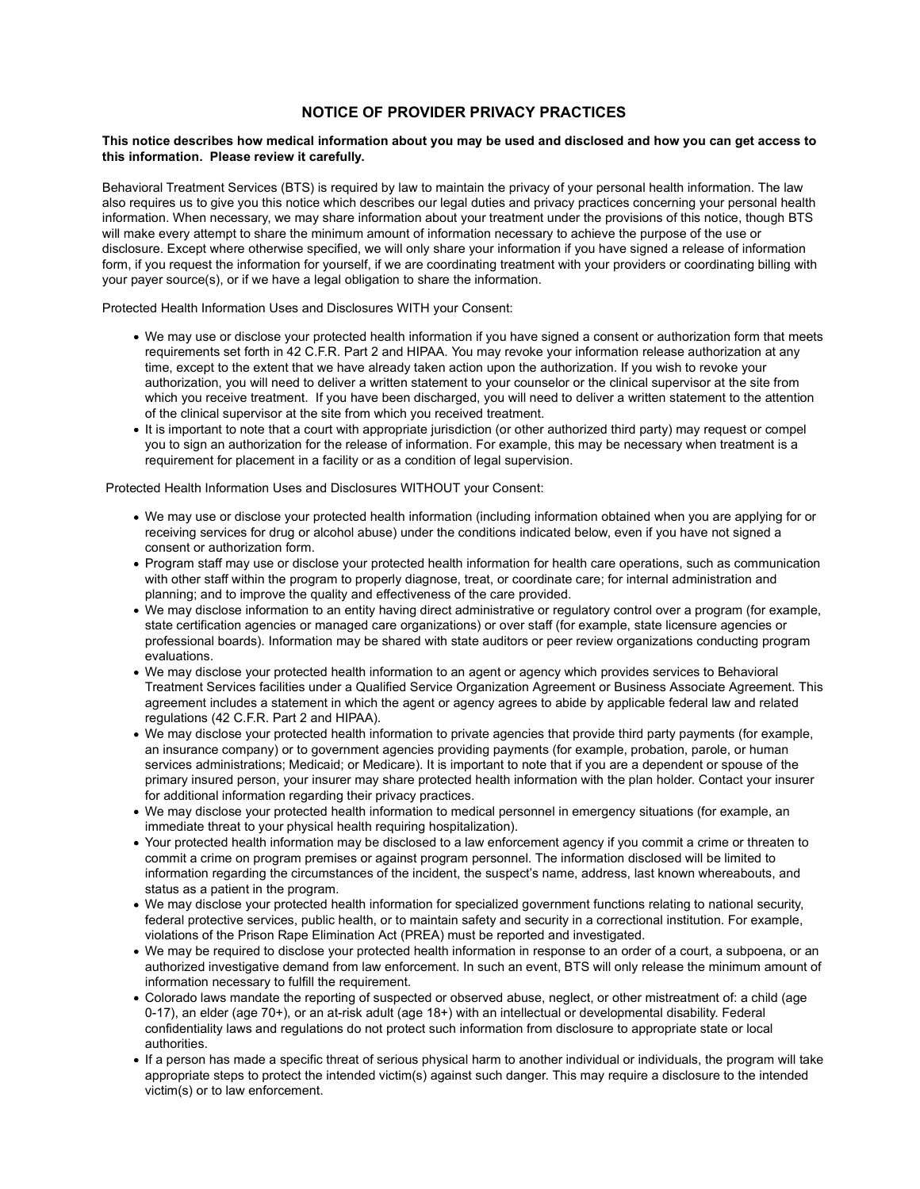# NOTICE OF PROVIDER PRIVACY PRACTICES

**This notice describes how medical information about you may be used and disclosed and how you can get access to this information. Please review it carefully.**

Behavioral Treatment Services (BTS) is required by law to maintain the privacy of your personal health information. The law also requires us to give you this notice which describes our legal duties and privacy practices concerning your personal health information. When necessary, we may share information about your treatment under the provisions of this notice, though BTS will make every attempt to share the minimum amount of information necessary to achieve the purpose of the use or disclosure. Except where otherwise specified, we will only share your information if you have signed a release of information form, if you request the information for yourself, if we are coordinating treatment with your providers or coordinating billing with your payer source(s), or if we have a legal obligation to share the information.

Protected Health Information Uses and Disclosures WITH your Consent:

- We may use or disclose your protected health information if you have signed a consent or authorization form that meets requirements set forth in 42 C.F.R. Part 2 and HIPAA. You may revoke your information release authorization at any time, except to the extent that we have already taken action upon the authorization. If you wish to revoke your authorization, you will need to deliver a written statement to your counselor or the clinical supervisor at the site from which you receive treatment. If you have been discharged, you will need to deliver a written statement to the attention of the clinical supervisor at the site from which you received treatment.
- It is important to note that a court with appropriate jurisdiction (or other authorized third party) may request or compel you to sign an authorization for the release of information. For example, this may be necessary when treatment is a requirement for placement in a facility or as a condition of legal supervision.

Protected Health Information Uses and Disclosures WITHOUT your Consent:

- We may use or disclose your protected health information (including information obtained when you are applying for or receiving services for drug or alcohol abuse) under the conditions indicated below, even if you have not signed a consent or authorization form.
- Program staff may use or disclose your protected health information for health care operations, such as communication with other staff within the program to properly diagnose, treat, or coordinate care; for internal administration and planning; and to improve the quality and effectiveness of the care provided.
- We may disclose information to an entity having direct administrative or regulatory control over a program (for example, state certification agencies or managed care organizations) or over staff (for example, state licensure agencies or professional boards). Information may be shared with state auditors or peer review organizations conducting program evaluations.
- We may disclose your protected health information to an agent or agency which provides services to Behavioral Treatment Services facilities under a Qualified Service Organization Agreement or Business Associate Agreement. This agreement includes a statement in which the agent or agency agrees to abide by applicable federal law and related regulations (42 C.F.R. Part 2 and HIPAA).
- We may disclose your protected health information to private agencies that provide third party payments (for example, an insurance company) or to government agencies providing payments (for example, probation, parole, or human services administrations; Medicaid; or Medicare). It is important to note that if you are a dependent or spouse of the primary insured person, your insurer may share protected health information with the plan holder. Contact your insurer for additional information regarding their privacy practices.
- We may disclose your protected health information to medical personnel in emergency situations (for example, an immediate threat to your physical health requiring hospitalization).
- Your protected health information may be disclosed to a law enforcement agency if you commit a crime or threaten to commit a crime on program premises or against program personnel. The information disclosed will be limited to information regarding the circumstances of the incident, the suspect's name, address, last known whereabouts, and status as a patient in the program.
- We may disclose your protected health information for specialized government functions relating to national security, federal protective services, public health, or to maintain safety and security in a correctional institution. For example, violations of the Prison Rape Elimination Act (PREA) must be reported and investigated.
- We may be required to disclose your protected health information in response to an order of a court, a subpoena, or an authorized investigative demand from law enforcement. In such an event, BTS will only release the minimum amount of information necessary to fulfill the requirement.
- Colorado laws mandate the reporting of suspected or observed abuse, neglect, or other mistreatment of: a child (age 0-17), an elder (age 70+), or an at-risk adult (age 18+) with an intellectual or developmental disability. Federal confidentiality laws and regulations do not protect such information from disclosure to appropriate state or local authorities.
- If a person has made a specific threat of serious physical harm to another individual or individuals, the program will take appropriate steps to protect the intended victim(s) against such danger. This may require a disclosure to the intended victim(s) or to law enforcement.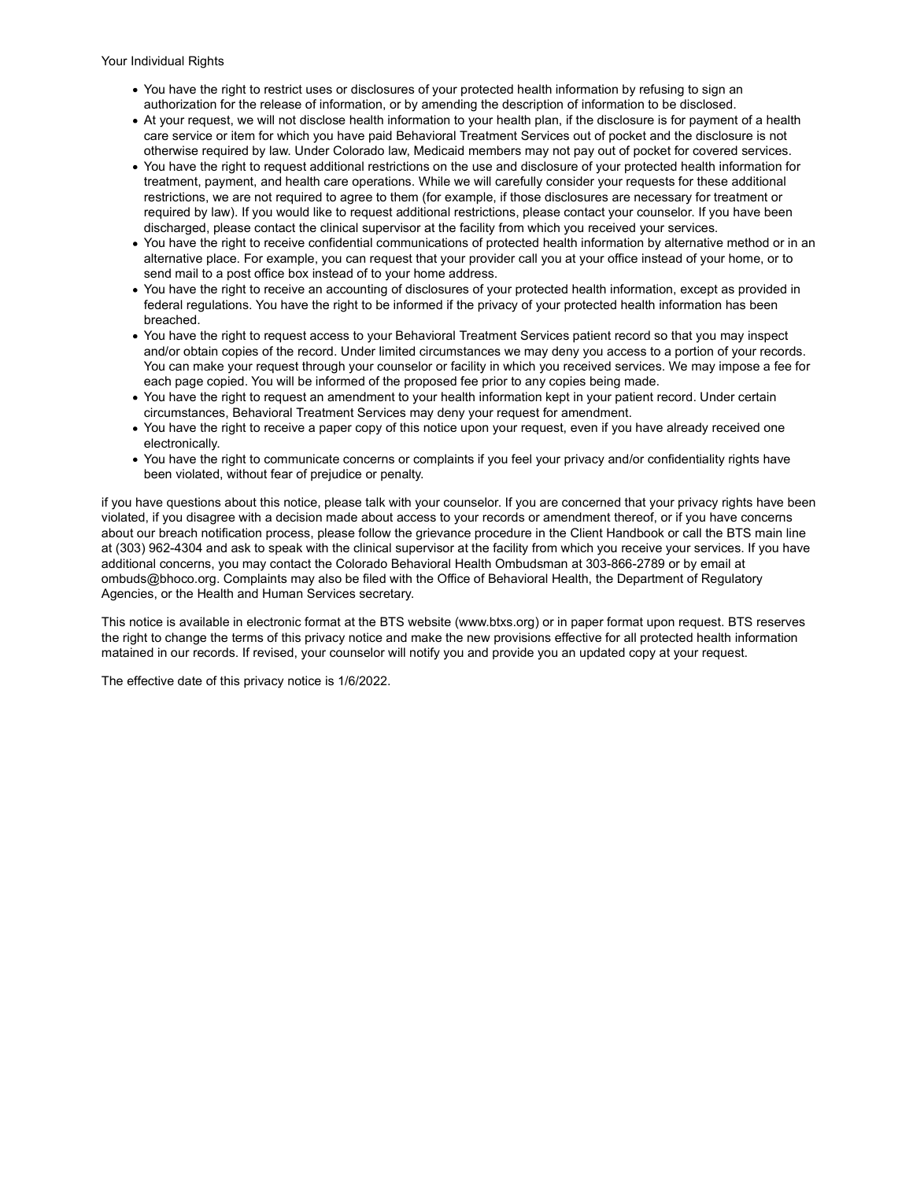Your Individual Rights

- You have the right to restrict uses or disclosures of your protected health information by refusing to sign an authorization for the release of information, or by amending the description of information to be disclosed.
- At your request, we will not disclose health information to your health plan, if the disclosure is for payment of a health care service or item for which you have paid Behavioral Treatment Services out of pocket and the disclosure is not otherwise required by law. Under Colorado law, Medicaid members may not pay out of pocket for covered services.
- You have the right to request additional restrictions on the use and disclosure of your protected health information for treatment, payment, and health care operations. While we will carefully consider your requests for these additional restrictions, we are not required to agree to them (for example, if those disclosures are necessary for treatment or required by law). If you would like to request additional restrictions, please contact your counselor. If you have been discharged, please contact the clinical supervisor at the facility from which you received your services.
- You have the right to receive confidential communications of protected health information by alternative method or in an alternative place. For example, you can request that your provider call you at your office instead of your home, or to send mail to a post office box instead of to your home address.
- You have the right to receive an accounting of disclosures of your protected health information, except as provided in federal regulations. You have the right to be informed if the privacy of your protected health information has been breached.
- You have the right to request access to your Behavioral Treatment Services patient record so that you may inspect and/or obtain copies of the record. Under limited circumstances we may deny you access to a portion of your records. You can make your request through your counselor or facility in which you received services. We may impose a fee for each page copied. You will be informed of the proposed fee prior to any copies being made.
- You have the right to request an amendment to your health information kept in your patient record. Under certain circumstances, Behavioral Treatment Services may deny your request for amendment.
- You have the right to receive a paper copy of this notice upon your request, even if you have already received one electronically.
- You have the right to communicate concerns or complaints if you feel your privacy and/or confidentiality rights have been violated, without fear of prejudice or penalty.

if you have questions about this notice, please talk with your counselor. If you are concerned that your privacy rights have been violated, if you disagree with a decision made about access to your records or amendment thereof, or if you have concerns about our breach notification process, please follow the grievance procedure in the Client Handbook or call the BTS main line at (303) 962-4304 and ask to speak with the clinical supervisor at the facility from which you receive your services. If you have additional concerns, you may contact the Colorado Behavioral Health Ombudsman at 303-866-2789 or by email at ombuds@bhoco.org. Complaints may also be filed with the Office of Behavioral Health, the Department of Regulatory Agencies, or the Health and Human Services secretary.

This notice is available in electronic format at the BTS website (www.btxs.org) or in paper format upon request. BTS reserves the right to change the terms of this privacy notice and make the new provisions effective for all protected health information matained in our records. If revised, your counselor will notify you and provide you an updated copy at your request.

The effective date of this privacy notice is 1/6/2022.